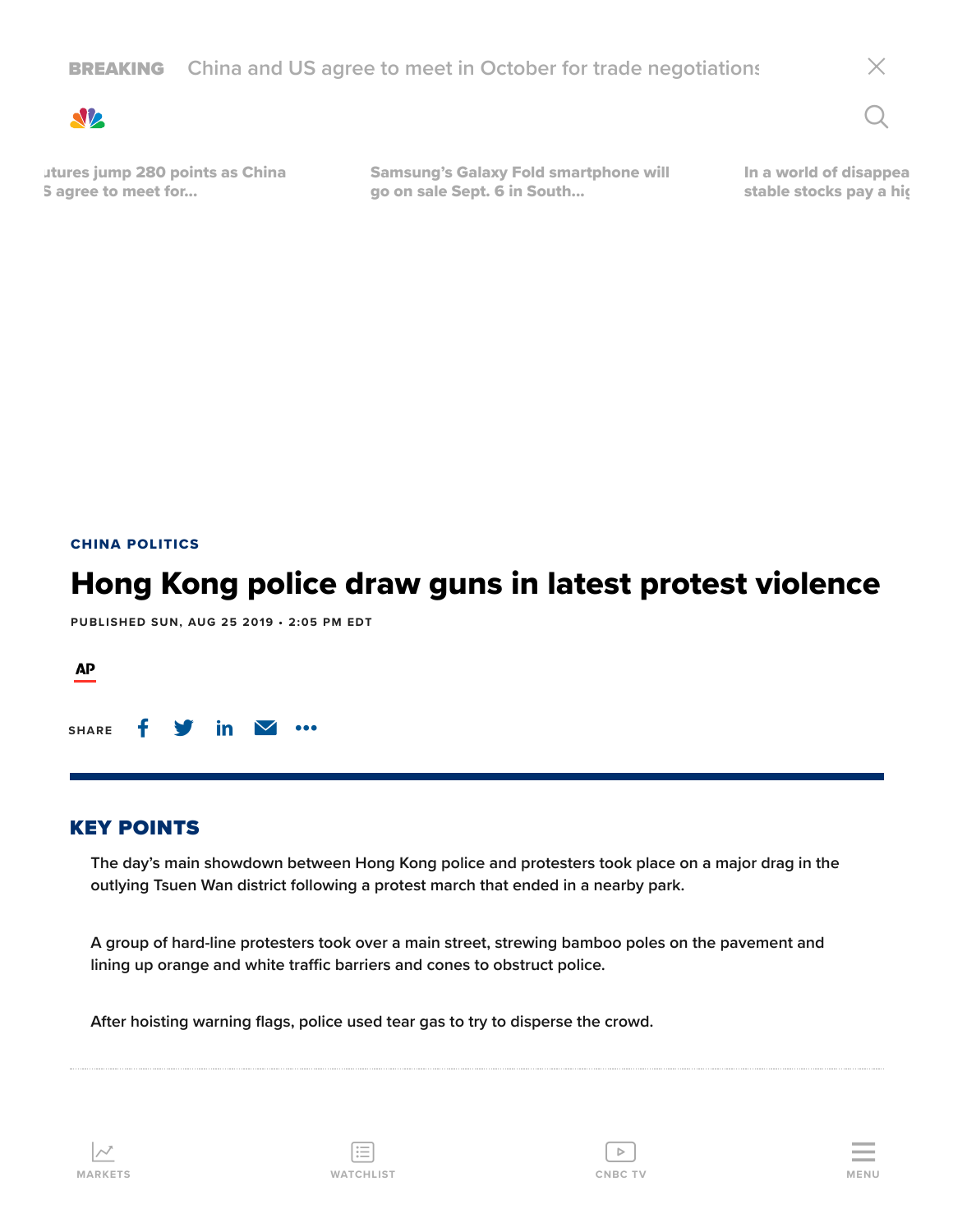**BREAKING** China and US agree to meet in October for trade negotiations

utures jump 280 points as China S agree to meet for...

Samsung's Galaxy Fold smartphone will go on sale Sept. 6 in South...

In a world of disappea stable stocks pay a hig

CHINA POLITICS

# Hong Kong police draw guns in latest protest violence

PUBLISHED SUN, AUG 25 2019 • 2:05 PM EDT

AP

SHARE

## KEY POINTS

- The day's main showdown between Hong Kong police and protesters took place on a major drag in the outlying Tsuen Wan district following a protest march that ended in a nearby park.
- A group of hard-line protesters took over a main street, strewing bamboo poles on the pavement and lining up orange and white traffic barriers and cones to obstruct police.
- After hoisting warning flags, police used tear gas to try to disperse the crowd.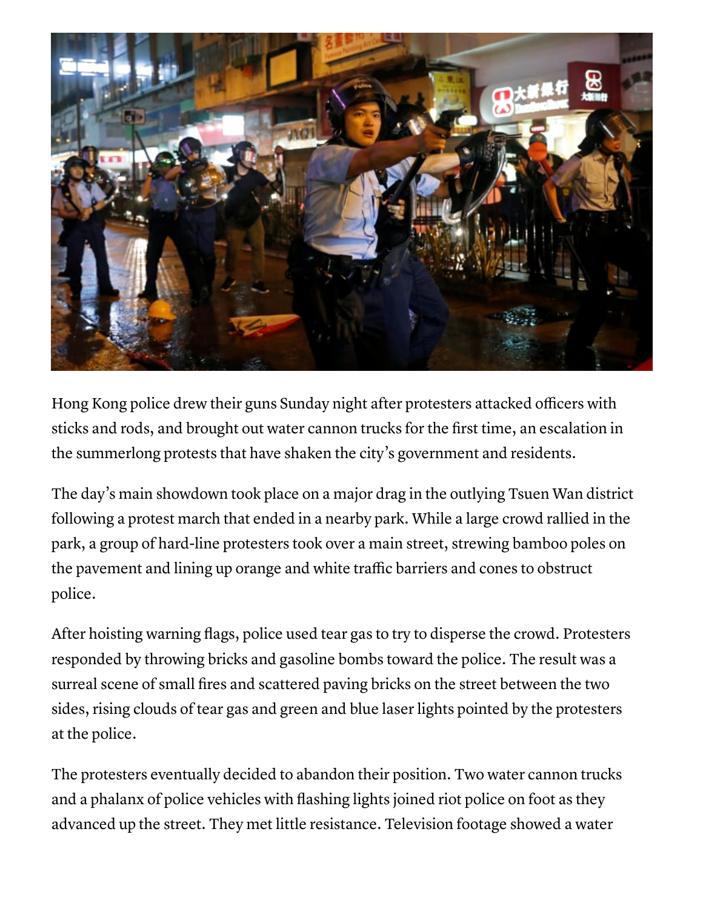Hong Kong police drew their guns Sunday night after protesters attacked officers with sticks and rods, and brought out water cannon trucks for the first time, an escalation in the summerlong protests that have shaken the city's government and residents.

The day's main showdown took place on a major drag in the outlying Tsuen Wan district following a protest march that ended in a nearby park. While a large crowd rallied in the park, a group of hard-line protesters took over a main street, strewing bamboo poles on the pavement and lining up orange and white traffic barriers and cones to obstruct police.

After hoisting warning flags, police used tear gas to try to disperse the crowd. Protesters responded by throwing bricks and gasoline bombs toward the police. The result was a surreal scene of small fires and scattered paving bricks on the street between the two sides, rising clouds of tear gas and green and blue laser lights pointed by the protesters at the police.

The protesters eventually decided to abandon their position. Two water cannon trucks and a phalanx of police vehicles with flashing lights joined riot police on foot as they advanced up the street. They met little resistance. Television footage showed a water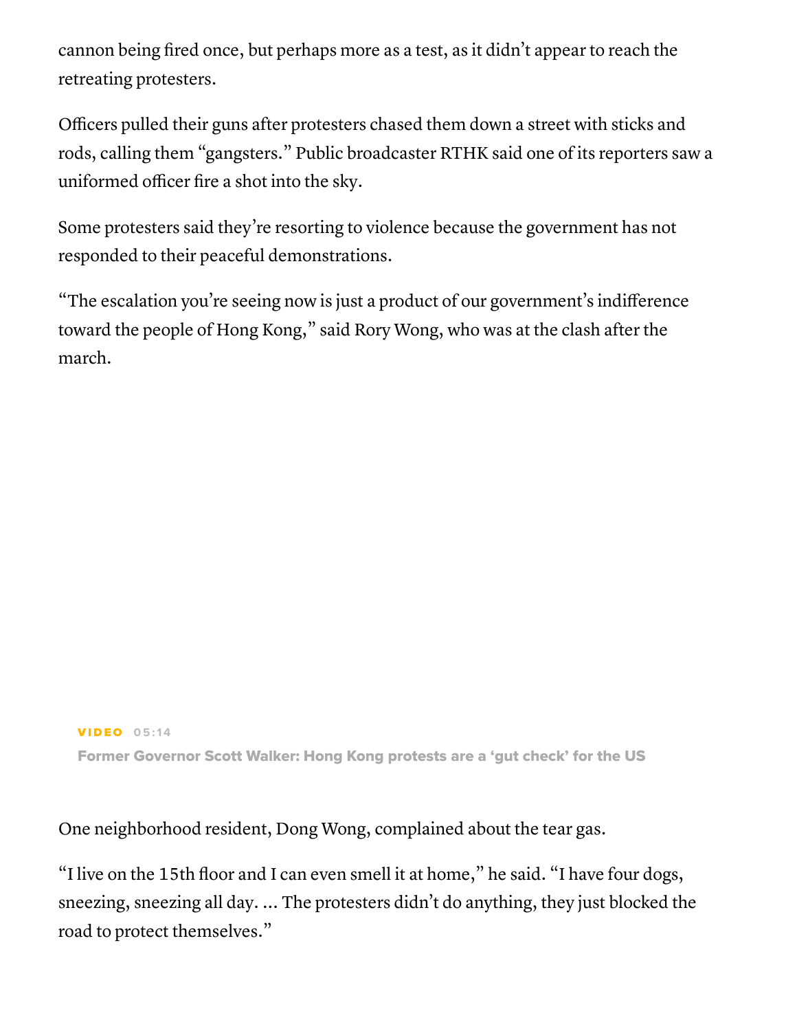cannon being fired once, but perhaps more as a test, as it didn't appear to reach the retreating protesters.

Officers pulled their guns after protesters chased them down a street with sticks and rods, calling them "gangsters." Public broadcaster RTHK said one of its reporters saw a uniformed officer fire a shot into the sky.

Some protesters said they're resorting to violence because the government has not responded to their peaceful demonstrations.

"The escalation you're seeing now is just a product of our government's indifference toward the people of Hong Kong," said Rory Wong, who was at the clash after the march.

**VIDEO** 05:14

**Former Governor Scott Walker: Hong Kong protests are a 'gut check' for the US**

One neighborhood resident, Dong Wong, complained about the tear gas.

"I live on the 15th floor and I can even smell it at home," he said. "I have four dogs, sneezing, sneezing all day. ... The protesters didn't do anything, they just blocked the road to protect themselves."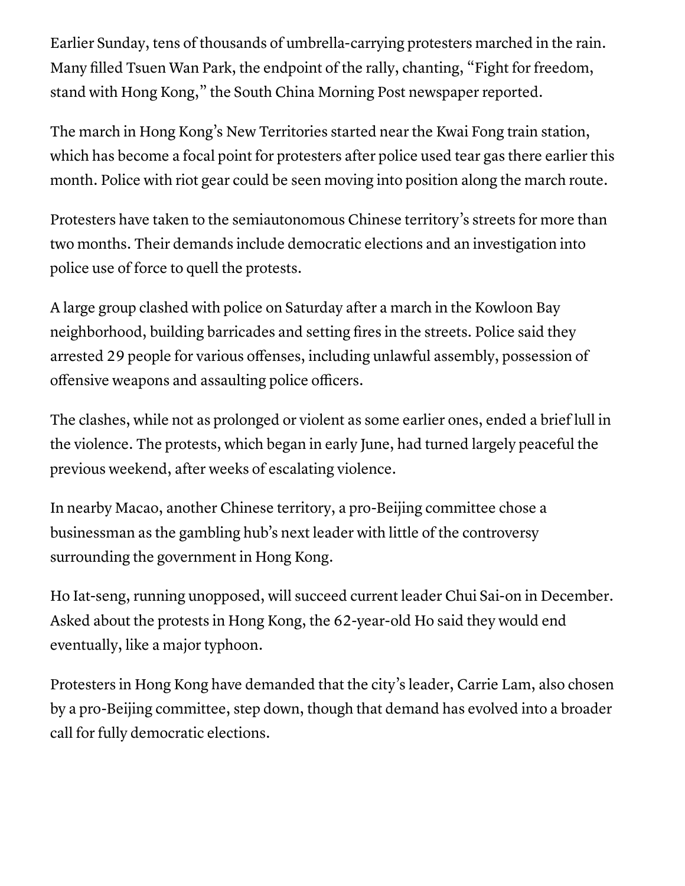Earlier Sunday, tens of thousands of umbrella-carrying protesters marched in the rain. Many filled Tsuen Wan Park, the endpoint of the rally, chanting, "Fight for freedom, stand with Hong Kong," the South China Morning Post newspaper reported.

The march in Hong Kong's New Territories started near the Kwai Fong train station, which has become a focal point for protesters after police used tear gas there earlier this month. Police with riot gear could be seen moving into position along the march route.

Protesters have taken to the semiautonomous Chinese territory's streets for more than two months. Their demands include democratic elections and an investigation into police use of force to quell the protests.

A large group clashed with police on Saturday after a march in the Kowloon Bay neighborhood, building barricades and setting fires in the streets. Police said they arrested 29 people for various offenses, including unlawful assembly, possession of offensive weapons and assaulting police officers.

The clashes, while not as prolonged or violent as some earlier ones, ended a brief lull in the violence. The protests, which began in early June, had turned largely peaceful the previous weekend, after weeks of escalating violence.

In nearby Macao, another Chinese territory, a pro-Beijing committee chose a businessman as the gambling hub's next leader with little of the controversy surrounding the government in Hong Kong.

Ho Iat-seng, running unopposed, will succeed current leader Chui Sai-on in December. Asked about the protests in Hong Kong, the 62-year-old Ho said they would end eventually, like a major typhoon.

Protesters in Hong Kong have demanded that the city's leader, Carrie Lam, also chosen by a pro-Beijing committee, step down, though that demand has evolved into a broader call for fully democratic elections.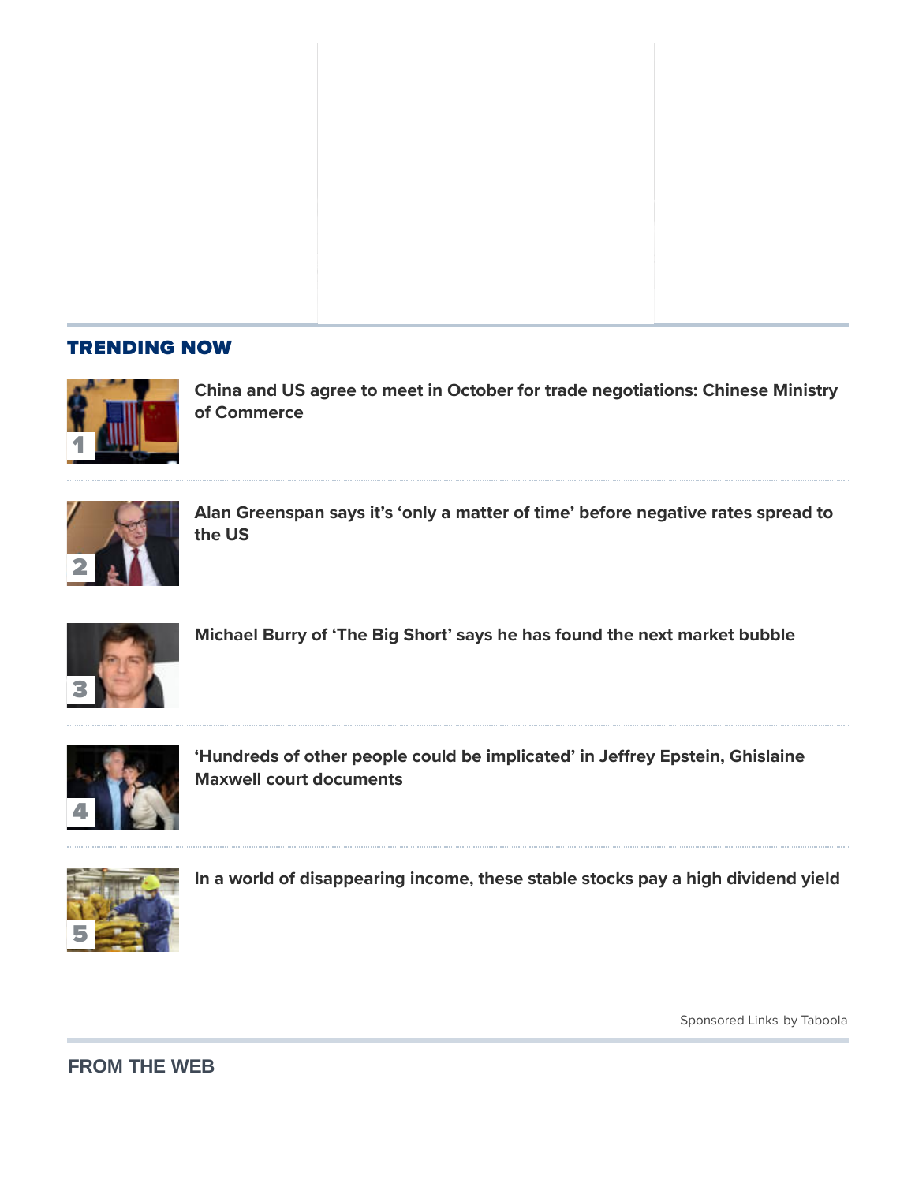## TRENDING NOW

1. China and US agree to meet in October for trade negotiations: Chinese Ministry of Commerce

2. Alan Greenspan says it's 'only a matter of time' before negative rates spread to the US

3. Michael Burry of 'The Big Short' says he has found the next market bubble

4. 'Hundreds of other people could be implicated' in Jeffrey Epstein, Ghislaine Maxwell court documents

5. In a world of disappearing income, these stable stocks pay a high dividend yield

Sponsored Links by Taboola

## FROM THE WEB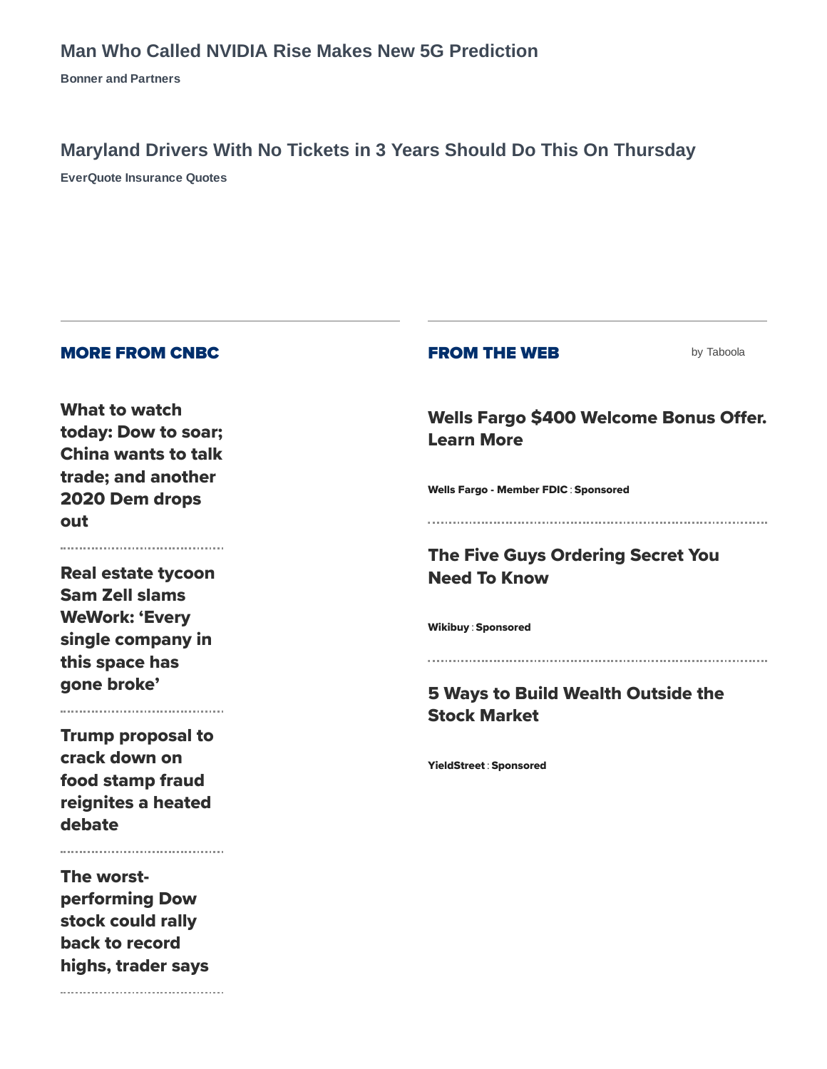## Man Who Called NVIDIA Rise Makes New 5G Prediction

**Bonner and Partners**

## Maryland Drivers With No Tickets in 3 Years Should Do This On Thursday

**EverQuote Insurance Quotes**

### MORE FROM CNBC

**What to watch today: Dow to soar; China wants to talk trade; and another 2020 Dem drops out**

**Real estate tycoon Sam Zell slams WeWork: 'Every single company in this space has gone broke'**

**Trump proposal to crack down on food stamp fraud reignites a heated debate**

**The worst-performing Dow stock could rally back to record highs, trader says**

### FROM THE WEB

by Taboola

**Wells Fargo $400 Welcome Bonus Offer. Learn More**

Wells Fargo - Member FDIC : Sponsored

**The Five Guys Ordering Secret You Need To Know**

Wikibuy : Sponsored

**5 Ways to Build Wealth Outside the Stock Market**

YieldStreet : Sponsored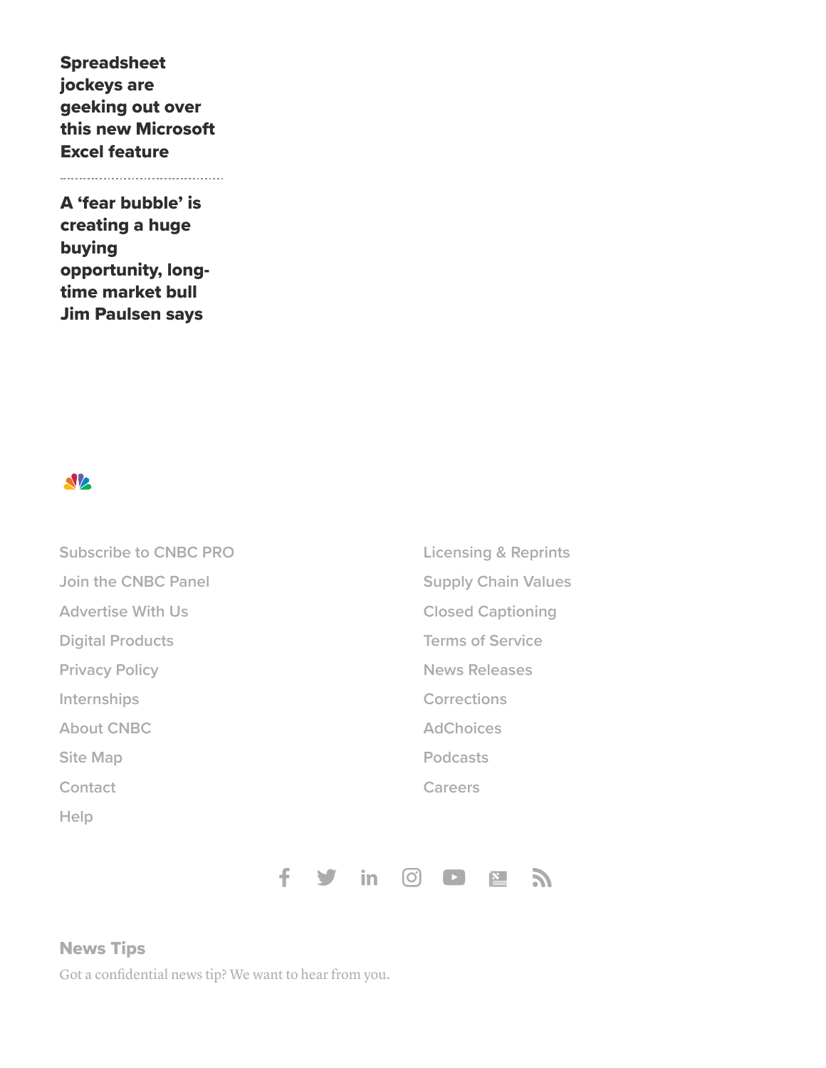**Spreadsheet jockeys are geeking out over this new Microsoft Excel feature**

---

**A 'fear bubble' is creating a huge buying opportunity, long-time market bull Jim Paulsen says**

Subscribe to CNBC PRO
Join the CNBC Panel
Advertise With Us
Digital Products
Privacy Policy
Internships
About CNBC
Site Map
Contact
Help

Licensing & Reprints
Supply Chain Values
Closed Captioning
Terms of Service
News Releases
Corrections
AdChoices
Podcasts
Careers

**News Tips**

Got a confidential news tip? We want to hear from you.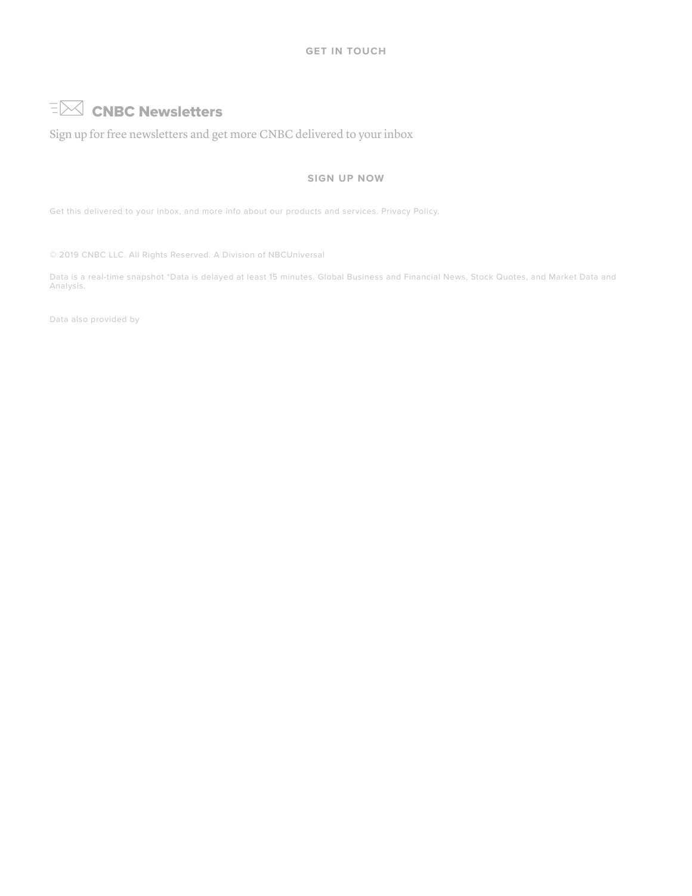GET IN TOUCH

## CNBC Newsletters

Sign up for free newsletters and get more CNBC delivered to your inbox

SIGN UP NOW

Get this delivered to your inbox, and more info about our products and services. Privacy Policy.

© 2019 CNBC LLC. All Rights Reserved. A Division of NBCUniversal

Data is a real-time snapshot *Data is delayed at least 15 minutes. Global Business and Financial News, Stock Quotes, and Market Data and Analysis.

Data also provided by